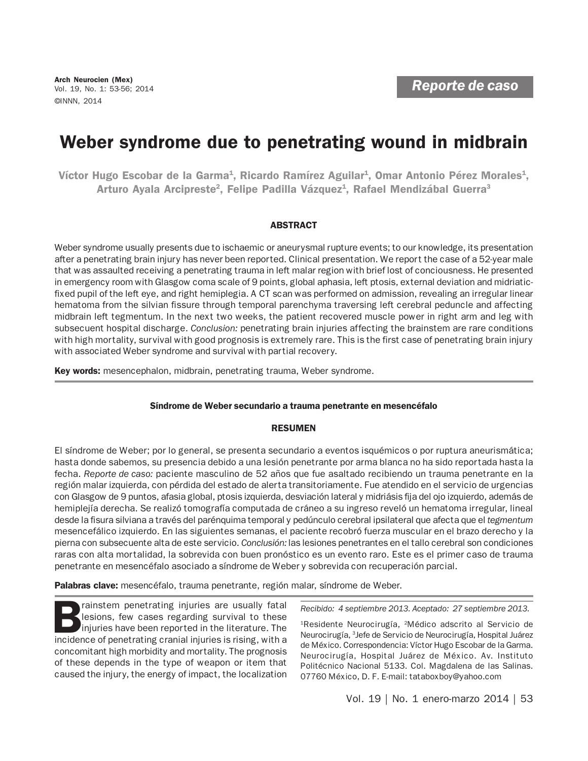Reporte de caso

# Weber syndrome due to penetrating wound in midbrain

Víctor Hugo Escobar de la Garma[1], Ricardo Ramírez Aguilar[1], Omar Antonio Pérez Morales[1], Arturo Ayala Arcipreste[2], Felipe Padilla Vázquez[1], Rafael Mendizábal Guerra[3]

## ABSTRACT

Weber syndrome usually presents due to ischaemic or aneurysmal rupture events; to our knowledge, its presentation after a penetrating brain injury has never been reported. Clinical presentation. We report the case of a 52-year male that was assaulted receiving a penetrating trauma in left malar region with brief lost of conciousness. He presented in emergency room with Glasgow coma scale of 9 points, global aphasia, left ptosis, external deviation and midriatic-fixed pupil of the left eye, and right hemiplegia. A CT scan was performed on admission, revealing an irregular linear hematoma from the silvian fissure through temporal parenchyma traversing left cerebral peduncle and affecting midbrain left tegmentum. In the next two weeks, the patient recovered muscle power in right arm and leg with subsecuent hospital discharge. *Conclusion:* penetrating brain injuries affecting the brainstem are rare conditions with high mortality, survival with good prognosis is extremely rare. This is the first case of penetrating brain injury with associated Weber syndrome and survival with partial recovery.

**Key words:** mesencephalon, midbrain, penetrating trauma, Weber syndrome.

### Síndrome de Weber secundario a trauma penetrante en mesencéfalo

## RESUMEN

El síndrome de Weber; por lo general, se presenta secundario a eventos isquémicos o por ruptura aneurismática; hasta donde sabemos, su presencia debido a una lesión penetrante por arma blanca no ha sido reportada hasta la fecha. *Reporte de caso:* paciente masculino de 52 años que fue asaltado recibiendo un trauma penetrante en la región malar izquierda, con pérdida del estado de alerta transitoriamente. Fue atendido en el servicio de urgencias con Glasgow de 9 puntos, afasia global, ptosis izquierda, desviación lateral y midriásis fija del ojo izquierdo, además de hemiplejía derecha. Se realizó tomografía computada de cráneo a su ingreso reveló un hematoma irregular, lineal desde la fisura silviana a través del parénquima temporal y pedúnculo cerebral ipsilateral que afecta que el *tegmentum* mesencefálico izquierdo. En las siguientes semanas, el paciente recobró fuerza muscular en el brazo derecho y la pierna con subsecuente alta de este servicio. *Conclusión:* las lesiones penetrantes en el tallo cerebral son condiciones raras con alta mortalidad, la sobrevida con buen pronóstico es un evento raro. Este es el primer caso de trauma penetrante en mesencéfalo asociado a síndrome de Weber y sobrevida con recuperación parcial.

**Palabras clave:** mesencéfalo, trauma penetrante, región malar, síndrome de Weber.

Brainstem penetrating injuries are usually fatal lesions, few cases regarding survival to these injuries have been reported in the literature. The incidence of penetrating cranial injuries is rising, with a concomitant high morbidity and mortality. The prognosis of these depends in the type of weapon or item that caused the injury, the energy of impact, the localization

*Recibido: 4 septiembre 2013. Aceptado: 27 septiembre 2013.*

[1]Residente Neurocirugía, [2]Médico adscrito al Servicio de Neurocirugía, [3]Jefe de Servicio de Neurocirugía, Hospital Juárez de México. Correspondencia: Víctor Hugo Escobar de la Garma. Neurocirugía, Hospital Juárez de México. Av. Instituto Politécnico Nacional 5133. Col. Magdalena de las Salinas. 07760 México, D. F. E-mail: tataboxboy@yahoo.com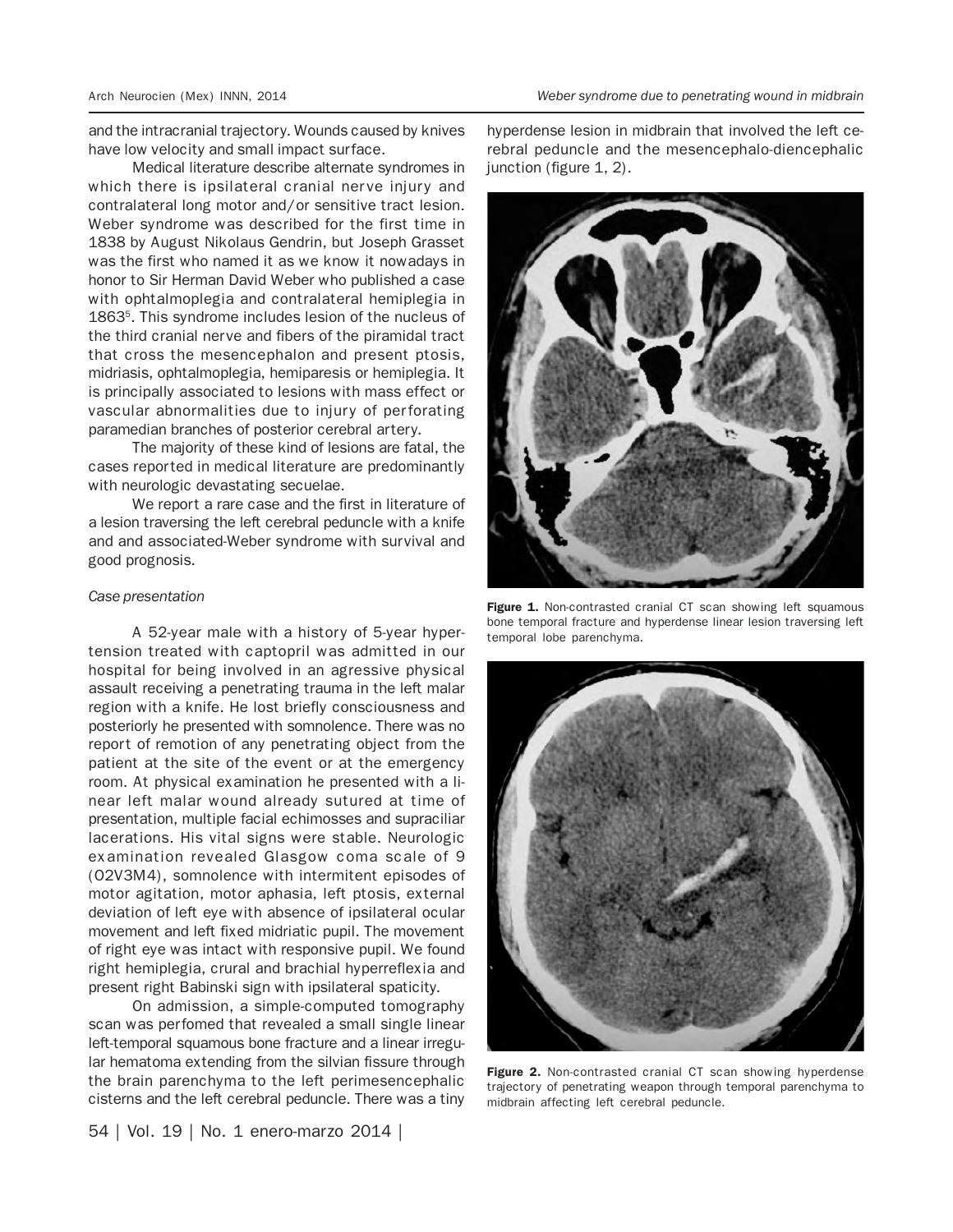and the intracranial trajectory. Wounds caused by knives have low velocity and small impact surface.

Medical literature describe alternate syndromes in which there is ipsilateral cranial nerve injury and contralateral long motor and/or sensitive tract lesion. Weber syndrome was described for the first time in 1838 by August Nikolaus Gendrin, but Joseph Grasset was the first who named it as we know it nowadays in honor to Sir Herman David Weber who published a case with ophtalmoplegia and contralateral hemiplegia in 1863[5]. This syndrome includes lesion of the nucleus of the third cranial nerve and fibers of the piramidal tract that cross the mesencephalon and present ptosis, midriasis, ophtalmoplegia, hemiparesis or hemiplegia. It is principally associated to lesions with mass effect or vascular abnormalities due to injury of perforating paramedian branches of posterior cerebral artery.

The majority of these kind of lesions are fatal, the cases reported in medical literature are predominantly with neurologic devastating secuelae.

We report a rare case and the first in literature of a lesion traversing the left cerebral peduncle with a knife and and associated-Weber syndrome with survival and good prognosis.

*Case presentation*

A 52-year male with a history of 5-year hypertension treated with captopril was admitted in our hospital for being involved in an agressive physical assault receiving a penetrating trauma in the left malar region with a knife. He lost briefly consciousness and posteriorly he presented with somnolence. There was no report of remotion of any penetrating object from the patient at the site of the event or at the emergency room. At physical examination he presented with a linear left malar wound already sutured at time of presentation, multiple facial echimosses and supraciliar lacerations. His vital signs were stable. Neurologic examination revealed Glasgow coma scale of 9 (O2V3M4), somnolence with intermitent episodes of motor agitation, motor aphasia, left ptosis, external deviation of left eye with absence of ipsilateral ocular movement and left fixed midriatic pupil. The movement of right eye was intact with responsive pupil. We found right hemiplegia, crural and brachial hyperreflexia and present right Babinski sign with ipsilateral spaticity.

On admission, a simple-computed tomography scan was perfomed that revealed a small single linear left-temporal squamous bone fracture and a linear irregular hematoma extending from the silvian fissure through the brain parenchyma to the left perimesencephalic cisterns and the left cerebral peduncle. There was a tiny hyperdense lesion in midbrain that involved the left cerebral peduncle and the mesencephalo-diencephalic junction (figure 1, 2).

**Figure 1.** Non-contrasted cranial CT scan showing left squamous bone temporal fracture and hyperdense linear lesion traversing left temporal lobe parenchyma.

**Figure 2.** Non-contrasted cranial CT scan showing hyperdense trajectory of penetrating weapon through temporal parenchyma to midbrain affecting left cerebral peduncle.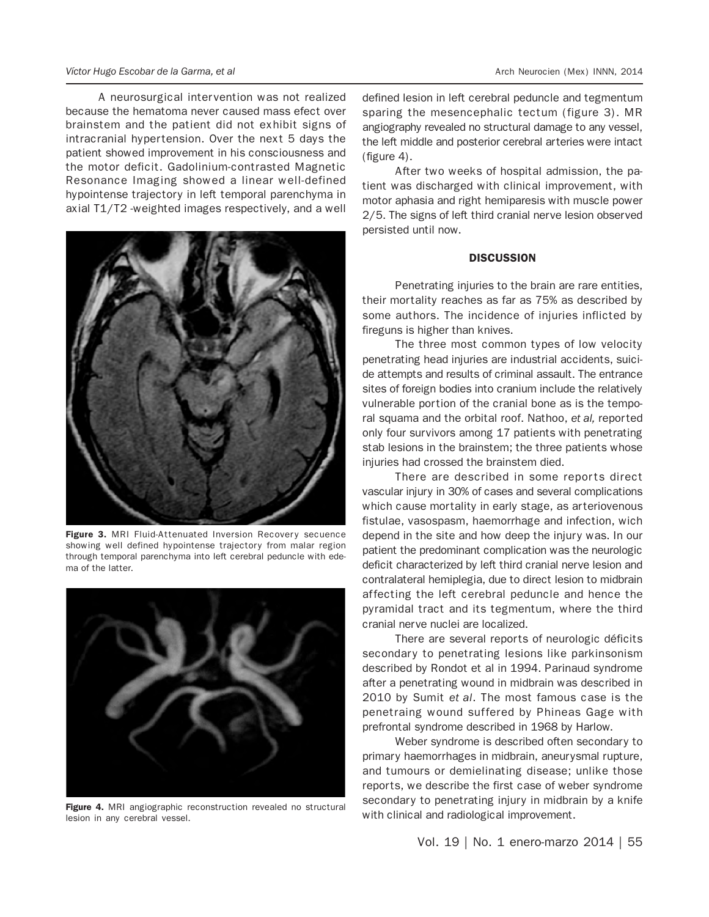A neurosurgical intervention was not realized because the hematoma never caused mass efect over brainstem and the patient did not exhibit signs of intracranial hypertension. Over the next 5 days the patient showed improvement in his consciousness and the motor deficit. Gadolinium-contrasted Magnetic Resonance Imaging showed a linear well-defined hypointense trajectory in left temporal parenchyma in axial T1/T2 -weighted images respectively, and a well defined lesion in left cerebral peduncle and tegmentum sparing the mesencephalic tectum (figure 3). MR angiography revealed no structural damage to any vessel, the left middle and posterior cerebral arteries were intact (figure 4).

**Figure 3.** MRI Fluid-Attenuated Inversion Recovery secuence showing well defined hypointense trajectory from malar region through temporal parenchyma into left cerebral peduncle with edema of the latter.

**Figure 4.** MRI angiographic reconstruction revealed no structural lesion in any cerebral vessel.

After two weeks of hospital admission, the patient was discharged with clinical improvement, with motor aphasia and right hemiparesis with muscle power 2/5. The signs of left third cranial nerve lesion observed persisted until now.

## DISCUSSION

Penetrating injuries to the brain are rare entities, their mortality reaches as far as 75% as described by some authors. The incidence of injuries inflicted by fireguns is higher than knives.

The three most common types of low velocity penetrating head injuries are industrial accidents, suicide attempts and results of criminal assault. The entrance sites of foreign bodies into cranium include the relatively vulnerable portion of the cranial bone as is the temporal squama and the orbital roof. Nathoo, *et al,* reported only four survivors among 17 patients with penetrating stab lesions in the brainstem; the three patients whose injuries had crossed the brainstem died.

There are described in some reports direct vascular injury in 30% of cases and several complications which cause mortality in early stage, as arteriovenous fistulae, vasospasm, haemorrhage and infection, wich depend in the site and how deep the injury was. In our patient the predominant complication was the neurologic deficit characterized by left third cranial nerve lesion and contralateral hemiplegia, due to direct lesion to midbrain affecting the left cerebral peduncle and hence the pyramidal tract and its tegmentum, where the third cranial nerve nuclei are localized.

There are several reports of neurologic déficits secondary to penetrating lesions like parkinsonism described by Rondot et al in 1994. Parinaud syndrome after a penetrating wound in midbrain was described in 2010 by Sumit *et al*. The most famous case is the penetraing wound suffered by Phineas Gage with prefrontal syndrome described in 1968 by Harlow.

Weber syndrome is described often secondary to primary haemorrhages in midbrain, aneurysmal rupture, and tumours or demielinating disease; unlike those reports, we describe the first case of weber syndrome secondary to penetrating injury in midbrain by a knife with clinical and radiological improvement.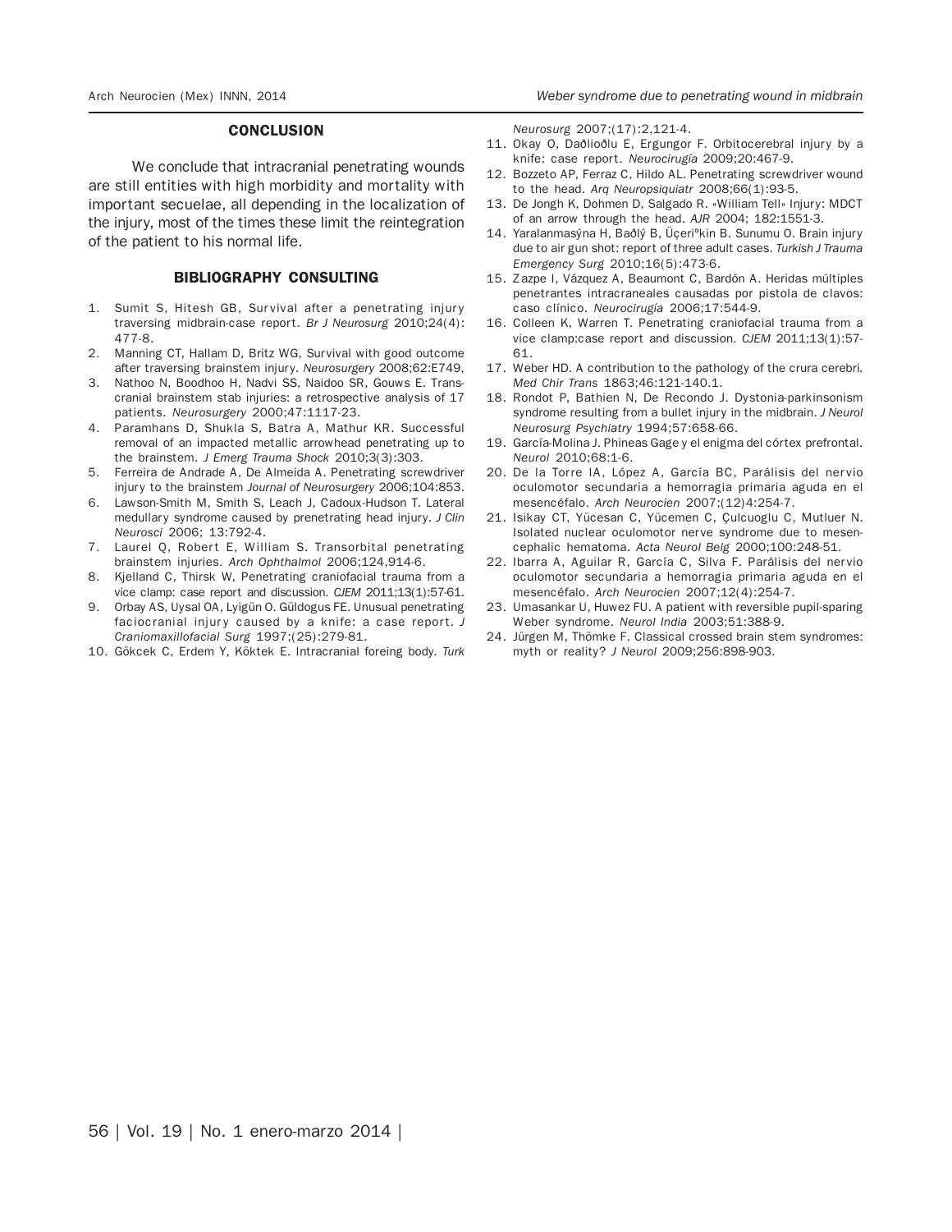## CONCLUSION

We conclude that intracranial penetrating wounds are still entities with high morbidity and mortality with important secuelae, all depending in the localization of the injury, most of the times these limit the reintegration of the patient to his normal life.

## BIBLIOGRAPHY CONSULTING

1. Sumit S, Hitesh GB, Survival after a penetrating injury traversing midbrain-case report. *Br J Neurosurg* 2010;24(4): 477-8.
2. Manning CT, Hallam D, Britz WG, Survival with good outcome after traversing brainstem injury. *Neurosurgery* 2008;62:E749,
3. Nathoo N, Boodhoo H, Nadvi SS, Naidoo SR, Gouws E. Transcranial brainstem stab injuries: a retrospective analysis of 17 patients. *Neurosurgery* 2000;47:1117-23.
4. Paramhans D, Shukla S, Batra A, Mathur KR. Successful removal of an impacted metallic arrowhead penetrating up to the brainstem. *J Emerg Trauma Shock* 2010;3(3):303.
5. Ferreira de Andrade A, De Almeida A. Penetrating screwdriver injury to the brainstem *Journal of Neurosurgery* 2006;104:853.
6. Lawson-Smith M, Smith S, Leach J, Cadoux-Hudson T. Lateral medullary syndrome caused by prenetrating head injury. *J Clin Neurosci* 2006; 13:792-4.
7. Laurel Q, Robert E, William S. Transorbital penetrating brainstem injuries. *Arch Ophthalmol* 2006;124,914-6.
8. Kjelland C, Thirsk W, Penetrating craniofacial trauma from a vice clamp: case report and discussion. *CJEM* 2011;13(1):57-61.
9. Orbay AS, Uysal OA, Lyigün O. Güldogus FE. Unusual penetrating faciocranial injury caused by a knife: a case report. *J Craniomaxillofacial Surg* 1997;(25):279-81.
10. Gökcek C, Erdem Y, Köktek E. Intracranial foreing body. *Turk Neurosurg* 2007;(17):2,121-4.
11. Okay O, Daðlioðlu E, Ergungor F. Orbitocerebral injury by a knife: case report. *Neurocirugía* 2009;20:467-9.
12. Bozzeto AP, Ferraz C, Hildo AL. Penetrating screwdriver wound to the head. *Arq Neuropsiquiatr* 2008;66(1):93-5.
13. De Jongh K, Dohmen D, Salgado R. «William Tell» Injury: MDCT of an arrow through the head. *AJR* 2004; 182:1551-3.
14. Yaralanmasýna H, Baðlý B, Üçeriºkin B. Sunumu O. Brain injury due to air gun shot: report of three adult cases. *Turkish J Trauma Emergency Surg* 2010;16(5):473-6.
15. Zazpe I, Vázquez A, Beaumont C, Bardón A. Heridas múltiples penetrantes intracraneales causadas por pistola de clavos: caso clínico. *Neurocirugía* 2006;17:544-9.
16. Colleen K, Warren T. Penetrating craniofacial trauma from a vice clamp:case report and discussion. *CJEM* 2011;13(1):57-61.
17. Weber HD. A contribution to the pathology of the crura cerebri. *Med Chir Trans* 1863;46:121-140.1.
18. Rondot P, Bathien N, De Recondo J. Dystonia-parkinsonism syndrome resulting from a bullet injury in the midbrain. *J Neurol Neurosurg Psychiatry* 1994;57:658-66.
19. García-Molina J. Phineas Gage y el enigma del córtex prefrontal. *Neurol* 2010;68:1-6.
20. De la Torre IA, López A, García BC, Parálisis del nervio oculomotor secundaria a hemorragia primaria aguda en el mesencéfalo. *Arch Neurocien* 2007;(12)4:254-7.
21. Isikay CT, Yücesan C, Yücemen C, Çulcuoglu C, Mutluer N. Isolated nuclear oculomotor nerve syndrome due to mesencephalic hematoma. *Acta Neurol Belg* 2000;100:248-51.
22. Ibarra A, Aguilar R, García C, Silva F. Parálisis del nervio oculomotor secundaria a hemorragia primaria aguda en el mesencéfalo. *Arch Neurocien* 2007;12(4):254-7.
23. Umasankar U, Huwez FU. A patient with reversible pupil-sparing Weber syndrome. *Neurol India* 2003;51:388-9.
24. Jürgen M, Thömke F. Classical crossed brain stem syndromes: myth or reality? *J Neurol* 2009;256:898-903.